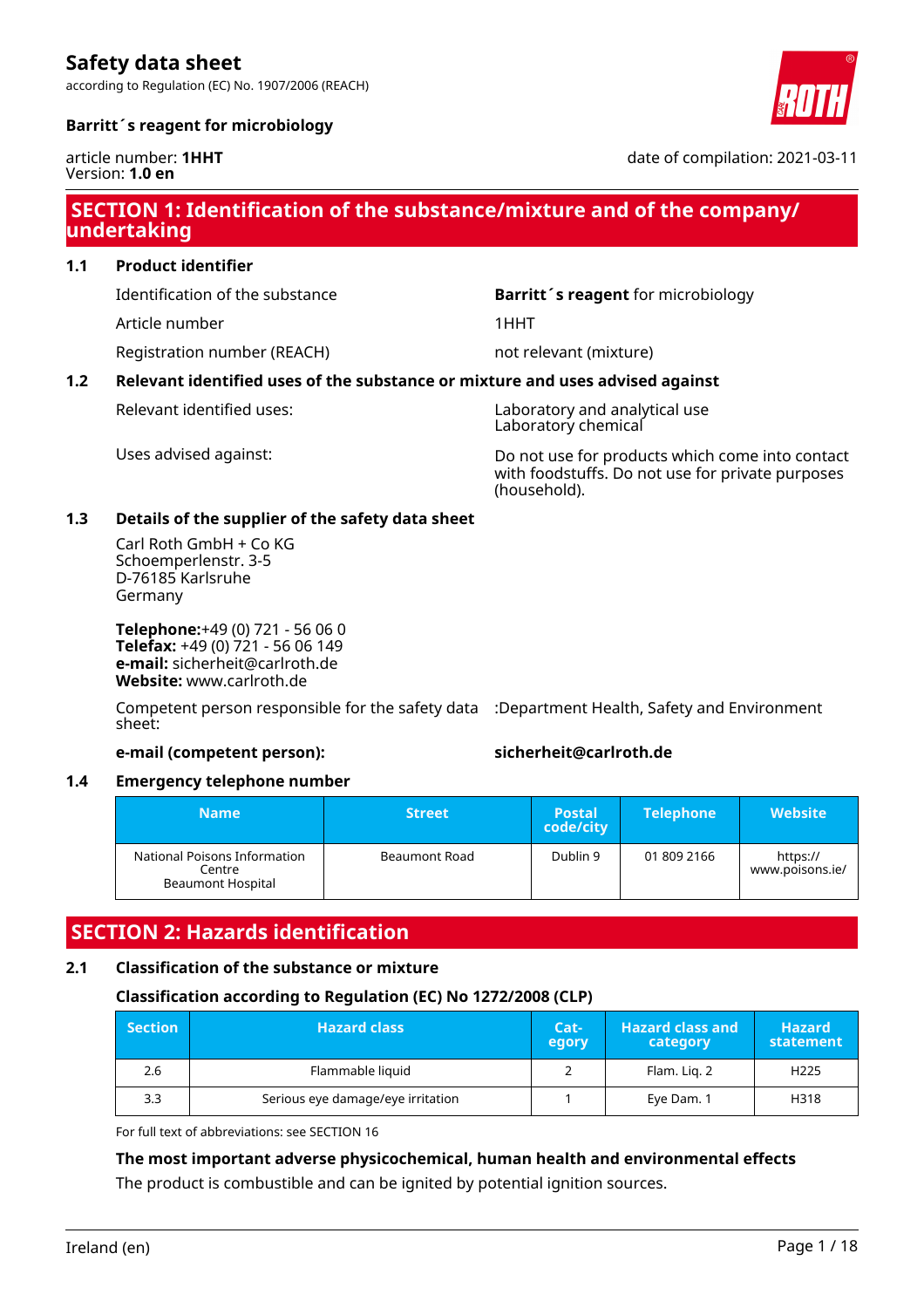# Safety data sheet

according to Regulation (EC) No. 1907/2006 (REACH)

**Barritt´s reagent for microbiology**

article number: **1HHT**
Version: **1.0 en**

date of compilation: 2021-03-11

## SECTION 1: Identification of the substance/mixture and of the company/ undertaking

### 1.1 Product identifier

Identification of the substance: **Barritt´s reagent** for microbiology

Article number: 1HHT

Registration number (REACH): not relevant (mixture)

### 1.2 Relevant identified uses of the substance or mixture and uses advised against

Relevant identified uses: Laboratory and analytical use
Laboratory chemical

Uses advised against: Do not use for products which come into contact with foodstuffs. Do not use for private purposes (household).

### 1.3 Details of the supplier of the safety data sheet

Carl Roth GmbH + Co KG
Schoemperlenstr. 3-5
D-76185 Karlsruhe
Germany

**Telephone:**+49 (0) 721 - 56 06 0
**Telefax:** +49 (0) 721 - 56 06 149
**e-mail:** sicherheit@carlroth.de
**Website:** www.carlroth.de

Competent person responsible for the safety data sheet: :Department Health, Safety and Environment

**e-mail (competent person):** **sicherheit@carlroth.de**

### 1.4 Emergency telephone number

| Name | Street | Postal code/city | Telephone | Website |
|---|---|---|---|---|
| National Poisons Information Centre Beaumont Hospital | Beaumont Road | Dublin 9 | 01 809 2166 | https://www.poisons.ie/ |

## SECTION 2: Hazards identification

### 2.1 Classification of the substance or mixture

**Classification according to Regulation (EC) No 1272/2008 (CLP)**

| Section | Hazard class | Category | Hazard class and category | Hazard statement |
|---|---|---|---|---|
| 2.6 | Flammable liquid | 2 | Flam. Liq. 2 | H225 |
| 3.3 | Serious eye damage/eye irritation | 1 | Eye Dam. 1 | H318 |

For full text of abbreviations: see SECTION 16

**The most important adverse physicochemical, human health and environmental effects**

The product is combustible and can be ignited by potential ignition sources.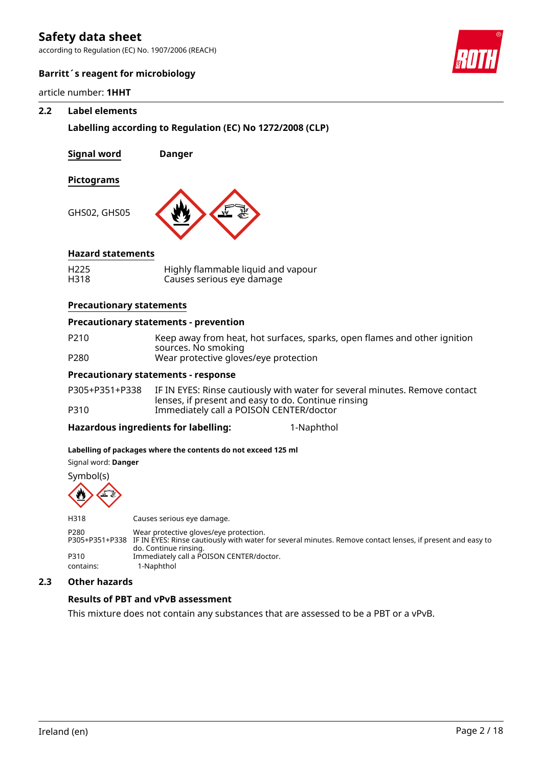## 2.2 Label elements

### Labelling according to Regulation (EC) No 1272/2008 (CLP)

**Signal word** **Danger**

**Pictograms**

GHS02, GHS05

**Hazard statements**

| | |
|---|---|
| H225 | Highly flammable liquid and vapour |
| H318 | Causes serious eye damage |

**Precautionary statements**

**Precautionary statements - prevention**

| | |
|---|---|
| P210 | Keep away from heat, hot surfaces, sparks, open flames and other ignition sources. No smoking |
| P280 | Wear protective gloves/eye protection |

**Precautionary statements - response**

| | |
|---|---|
| P305+P351+P338 | IF IN EYES: Rinse cautiously with water for several minutes. Remove contact lenses, if present and easy to do. Continue rinsing |
| P310 | Immediately call a POISON CENTER/doctor |

**Hazardous ingredients for labelling:** 1-Naphthol

**Labelling of packages where the contents do not exceed 125 ml**

Signal word: **Danger**

Symbol(s)

| | |
|---|---|
| H318 | Causes serious eye damage. |
| P280 | Wear protective gloves/eye protection. |
| P305+P351+P338 | IF IN EYES: Rinse cautiously with water for several minutes. Remove contact lenses, if present and easy to do. Continue rinsing. |
| P310 | Immediately call a POISON CENTER/doctor. |
| contains: | 1-Naphthol |

## 2.3 Other hazards

### Results of PBT and vPvB assessment

This mixture does not contain any substances that are assessed to be a PBT or a vPvB.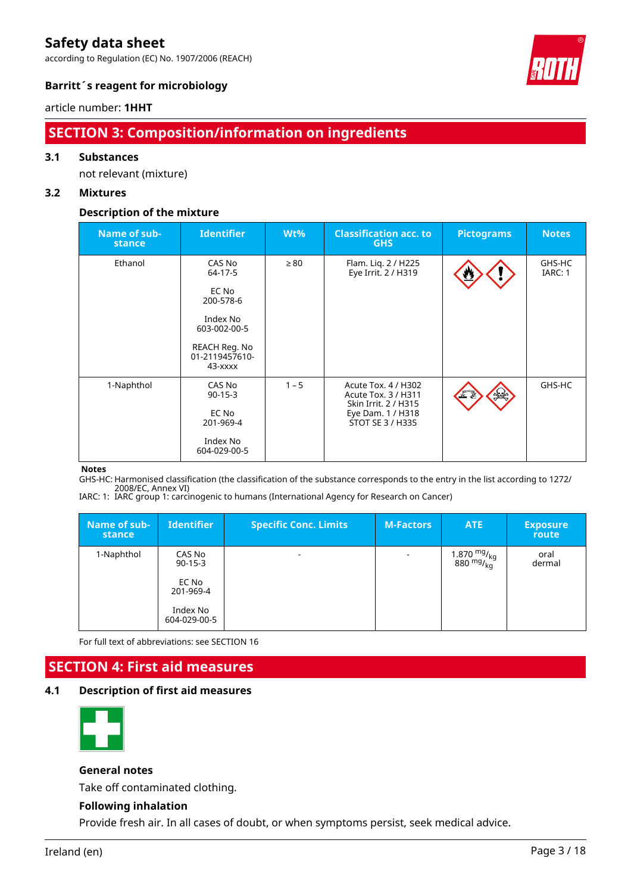## SECTION 3: Composition/information on ingredients

### 3.1 Substances

not relevant (mixture)

### 3.2 Mixtures

#### Description of the mixture

| Name of substance | Identifier | Wt% | Classification acc. to GHS | Pictograms | Notes |
|---|---|---|---|---|---|
| Ethanol | CAS No 64-17-5<br><br>EC No 200-578-6<br><br>Index No 603-002-00-5<br><br>REACH Reg. No 01-2119457610-43-xxxx | ≥ 80 | Flam. Liq. 2 / H225<br>Eye Irrit. 2 / H319 | | GHS-HC<br>IARC: 1 |
| 1-Naphthol | CAS No 90-15-3<br><br>EC No 201-969-4<br><br>Index No 604-029-00-5 | 1 – 5 | Acute Tox. 4 / H302<br>Acute Tox. 3 / H311<br>Skin Irrit. 2 / H315<br>Eye Dam. 1 / H318<br>STOT SE 3 / H335 | | GHS-HC |

**Notes**

GHS-HC: Harmonised classification (the classification of the substance corresponds to the entry in the list according to 1272/2008/EC, Annex VI)

IARC: 1: IARC group 1: carcinogenic to humans (International Agency for Research on Cancer)

| Name of substance | Identifier | Specific Conc. Limits | M-Factors | ATE | Exposure route |
|---|---|---|---|---|---|
| 1-Naphthol | CAS No 90-15-3<br><br>EC No 201-969-4<br><br>Index No 604-029-00-5 | - | - | 1.870 $^{mg}/_{kg}$<br>880 $^{mg}/_{kg}$ | oral<br>dermal |

For full text of abbreviations: see SECTION 16

## SECTION 4: First aid measures

### 4.1 Description of first aid measures

#### General notes

Take off contaminated clothing.

#### Following inhalation

Provide fresh air. In all cases of doubt, or when symptoms persist, seek medical advice.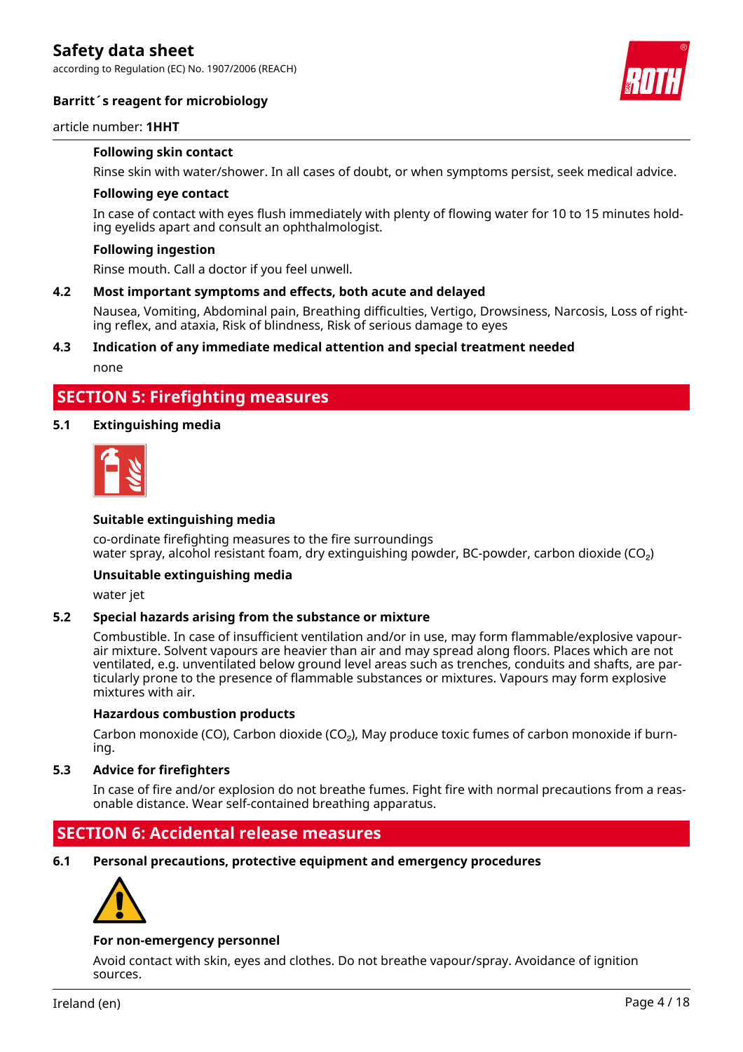#### Following skin contact

Rinse skin with water/shower. In all cases of doubt, or when symptoms persist, seek medical advice.

#### Following eye contact

In case of contact with eyes flush immediately with plenty of flowing water for 10 to 15 minutes holding eyelids apart and consult an ophthalmologist.

#### Following ingestion

Rinse mouth. Call a doctor if you feel unwell.

### 4.2 Most important symptoms and effects, both acute and delayed

Nausea, Vomiting, Abdominal pain, Breathing difficulties, Vertigo, Drowsiness, Narcosis, Loss of righting reflex, and ataxia, Risk of blindness, Risk of serious damage to eyes

### 4.3 Indication of any immediate medical attention and special treatment needed

none

## SECTION 5: Firefighting measures

### 5.1 Extinguishing media

#### Suitable extinguishing media

co-ordinate firefighting measures to the fire surroundings
water spray, alcohol resistant foam, dry extinguishing powder, BC-powder, carbon dioxide ($CO_2$)

#### Unsuitable extinguishing media

water jet

### 5.2 Special hazards arising from the substance or mixture

Combustible. In case of insufficient ventilation and/or in use, may form flammable/explosive vapour-air mixture. Solvent vapours are heavier than air and may spread along floors. Places which are not ventilated, e.g. unventilated below ground level areas such as trenches, conduits and shafts, are particularly prone to the presence of flammable substances or mixtures. Vapours may form explosive mixtures with air.

#### Hazardous combustion products

Carbon monoxide (CO), Carbon dioxide ($CO_2$), May produce toxic fumes of carbon monoxide if burning.

### 5.3 Advice for firefighters

In case of fire and/or explosion do not breathe fumes. Fight fire with normal precautions from a reasonable distance. Wear self-contained breathing apparatus.

## SECTION 6: Accidental release measures

### 6.1 Personal precautions, protective equipment and emergency procedures

#### For non-emergency personnel

Avoid contact with skin, eyes and clothes. Do not breathe vapour/spray. Avoidance of ignition sources.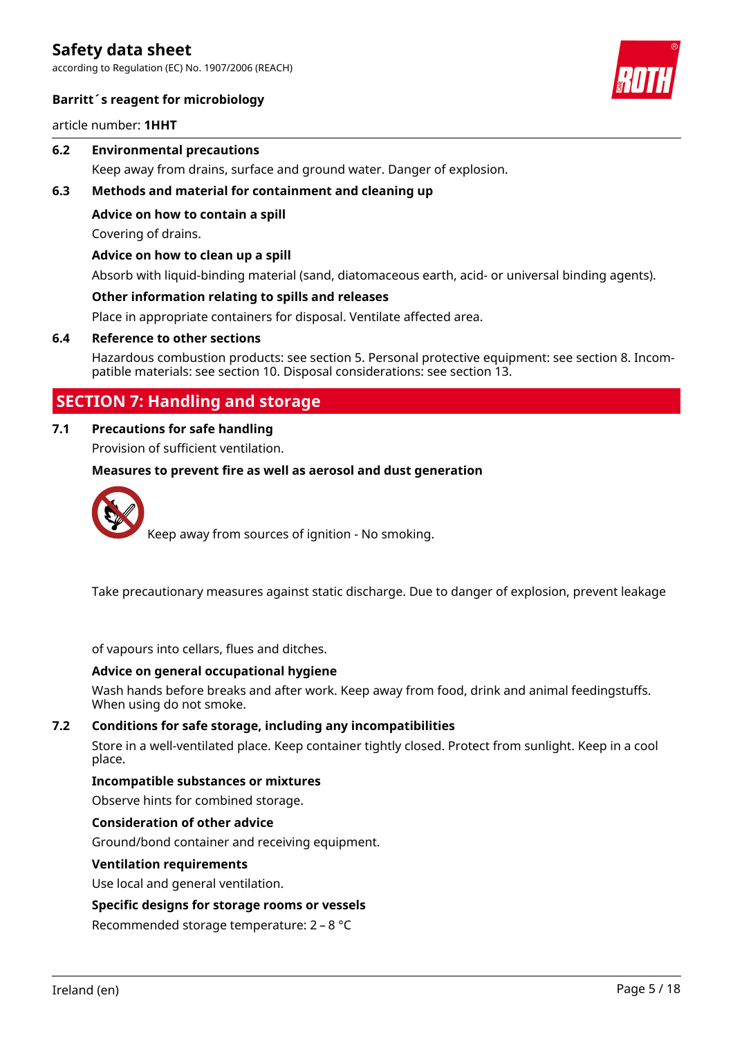### 6.2 Environmental precautions

Keep away from drains, surface and ground water. Danger of explosion.

### 6.3 Methods and material for containment and cleaning up

**Advice on how to contain a spill**

Covering of drains.

**Advice on how to clean up a spill**

Absorb with liquid-binding material (sand, diatomaceous earth, acid- or universal binding agents).

**Other information relating to spills and releases**

Place in appropriate containers for disposal. Ventilate affected area.

### 6.4 Reference to other sections

Hazardous combustion products: see section 5. Personal protective equipment: see section 8. Incompatible materials: see section 10. Disposal considerations: see section 13.

## SECTION 7: Handling and storage

### 7.1 Precautions for safe handling

Provision of sufficient ventilation.

**Measures to prevent fire as well as aerosol and dust generation**

Keep away from sources of ignition - No smoking.

Take precautionary measures against static discharge. Due to danger of explosion, prevent leakage of vapours into cellars, flues and ditches.

**Advice on general occupational hygiene**

Wash hands before breaks and after work. Keep away from food, drink and animal feedingstuffs. When using do not smoke.

### 7.2 Conditions for safe storage, including any incompatibilities

Store in a well-ventilated place. Keep container tightly closed. Protect from sunlight. Keep in a cool place.

**Incompatible substances or mixtures**

Observe hints for combined storage.

**Consideration of other advice**

Ground/bond container and receiving equipment.

**Ventilation requirements**

Use local and general ventilation.

**Specific designs for storage rooms or vessels**

Recommended storage temperature: 2 – 8 °C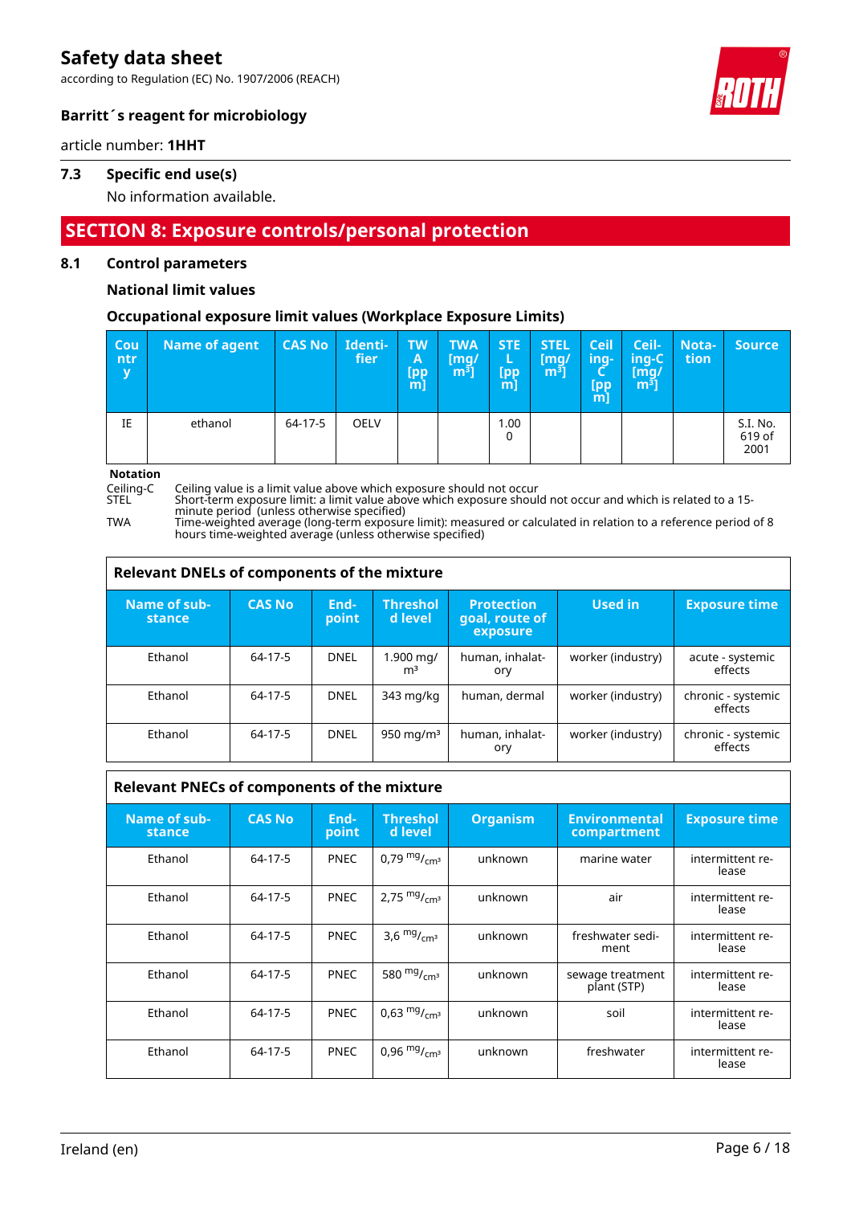### 7.3 Specific end use(s)

No information available.

## SECTION 8: Exposure controls/personal protection

### 8.1 Control parameters

**National limit values**

**Occupational exposure limit values (Workplace Exposure Limits)**

| Country | Name of agent | CAS No | Identifier | TWA [ppm] | TWA [mg/m³] | STEL [ppm] | STEL [mg/m³] | Ceiling-C [ppm] | Ceiling-C [mg/m³] | Notation | Source |
|---|---|---|---|---|---|---|---|---|---|---|---|
| IE | ethanol | 64-17-5 | OELV | | | 1.000 | | | | | S.I. No. 619 of 2001 |

**Notation**

Ceiling-C Ceiling value is a limit value above which exposure should not occur
STEL Short-term exposure limit: a limit value above which exposure should not occur and which is related to a 15-minute period (unless otherwise specified)
TWA Time-weighted average (long-term exposure limit): measured or calculated in relation to a reference period of 8 hours time-weighted average (unless otherwise specified)

**Relevant DNELs of components of the mixture**

| Name of substance | CAS No | Endpoint | Threshold level | Protection goal, route of exposure | Used in | Exposure time |
|---|---|---|---|---|---|---|
| Ethanol | 64-17-5 | DNEL | 1.900 mg/m³ | human, inhalatory | worker (industry) | acute - systemic effects |
| Ethanol | 64-17-5 | DNEL | 343 mg/kg | human, dermal | worker (industry) | chronic - systemic effects |
| Ethanol | 64-17-5 | DNEL | 950 mg/m³ | human, inhalatory | worker (industry) | chronic - systemic effects |

**Relevant PNECs of components of the mixture**

| Name of substance | CAS No | Endpoint | Threshold level | Organism | Environmental compartment | Exposure time |
|---|---|---|---|---|---|---|
| Ethanol | 64-17-5 | PNEC | 0,79 $^{mg}/_{cm^3}$ | unknown | marine water | intermittent release |
| Ethanol | 64-17-5 | PNEC | 2,75 $^{mg}/_{cm^3}$ | unknown | air | intermittent release |
| Ethanol | 64-17-5 | PNEC | 3,6 $^{mg}/_{cm^3}$ | unknown | freshwater sediment | intermittent release |
| Ethanol | 64-17-5 | PNEC | 580 $^{mg}/_{cm^3}$ | unknown | sewage treatment plant (STP) | intermittent release |
| Ethanol | 64-17-5 | PNEC | 0,63 $^{mg}/_{cm^3}$ | unknown | soil | intermittent release |
| Ethanol | 64-17-5 | PNEC | 0,96 $^{mg}/_{cm^3}$ | unknown | freshwater | intermittent release |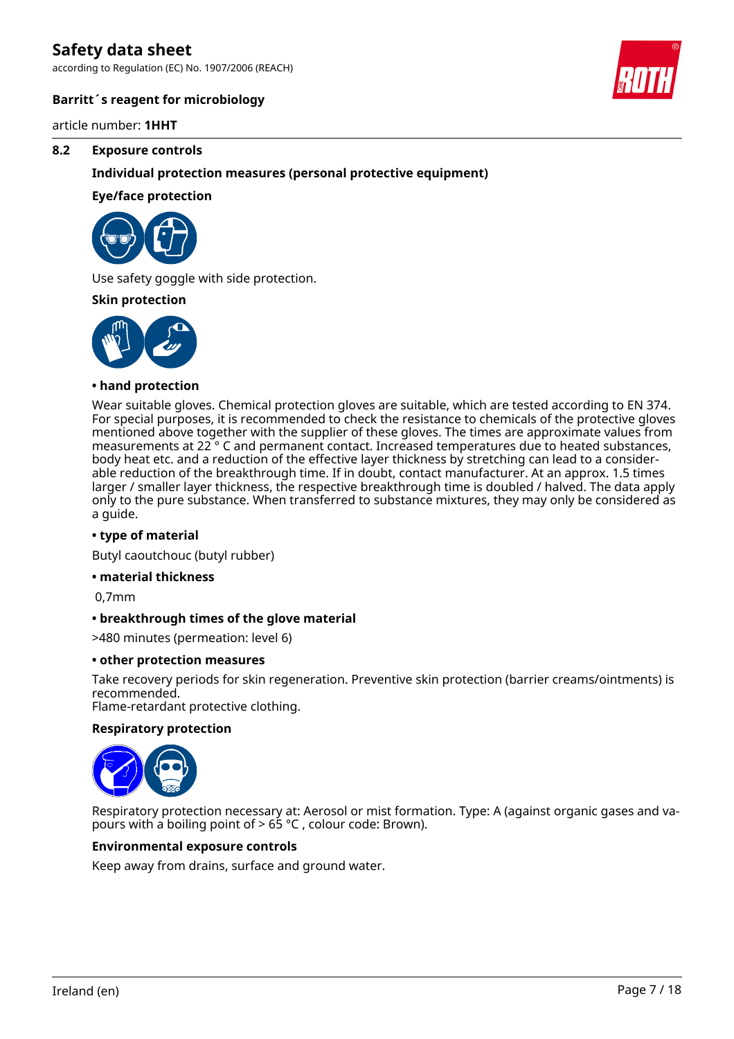## 8.2 Exposure controls

### Individual protection measures (personal protective equipment)

**Eye/face protection**

Use safety goggle with side protection.

**Skin protection**

**• hand protection**

Wear suitable gloves. Chemical protection gloves are suitable, which are tested according to EN 374. For special purposes, it is recommended to check the resistance to chemicals of the protective gloves mentioned above together with the supplier of these gloves. The times are approximate values from measurements at 22 ° C and permanent contact. Increased temperatures due to heated substances, body heat etc. and a reduction of the effective layer thickness by stretching can lead to a considerable reduction of the breakthrough time. If in doubt, contact manufacturer. At an approx. 1.5 times larger / smaller layer thickness, the respective breakthrough time is doubled / halved. The data apply only to the pure substance. When transferred to substance mixtures, they may only be considered as a guide.

**• type of material**

Butyl caoutchouc (butyl rubber)

**• material thickness**

0,7mm

**• breakthrough times of the glove material**

>480 minutes (permeation: level 6)

**• other protection measures**

Take recovery periods for skin regeneration. Preventive skin protection (barrier creams/ointments) is recommended.
Flame-retardant protective clothing.

**Respiratory protection**

Respiratory protection necessary at: Aerosol or mist formation. Type: A (against organic gases and vapours with a boiling point of > 65 °C , colour code: Brown).

**Environmental exposure controls**

Keep away from drains, surface and ground water.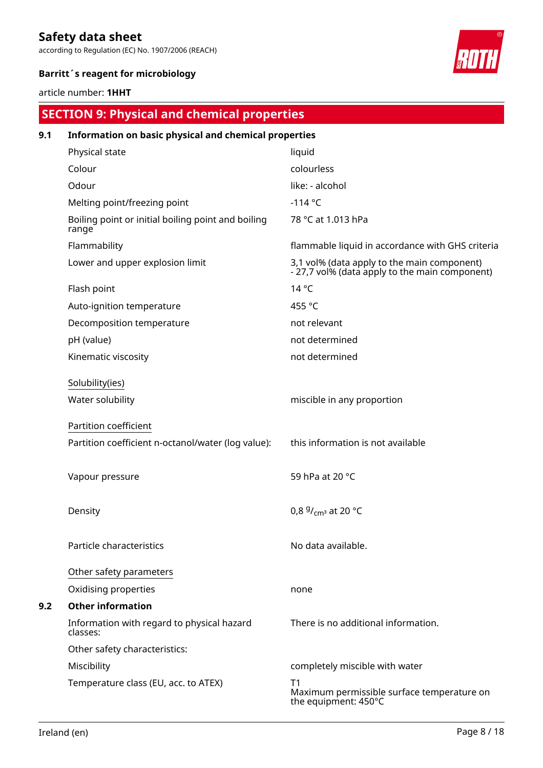## SECTION 9: Physical and chemical properties

### 9.1 Information on basic physical and chemical properties

| | |
|---|---|
| Physical state | liquid |
| Colour | colourless |
| Odour | like: - alcohol |
| Melting point/freezing point | -114 °C |
| Boiling point or initial boiling point and boiling range | 78 °C at 1.013 hPa |
| Flammability | flammable liquid in accordance with GHS criteria |
| Lower and upper explosion limit | 3,1 vol% (data apply to the main component) - 27,7 vol% (data apply to the main component) |
| Flash point | 14 °C |
| Auto-ignition temperature | 455 °C |
| Decomposition temperature | not relevant |
| pH (value) | not determined |
| Kinematic viscosity | not determined |

Solubility(ies)

| | |
|---|---|
| Water solubility | miscible in any proportion |

Partition coefficient

| | |
|---|---|
| Partition coefficient n-octanol/water (log value): | this information is not available |
| Vapour pressure | 59 hPa at 20 °C |
| Density | 0,8 $^{g}/_{cm^3}$ at 20 °C |
| Particle characteristics | No data available. |

Other safety parameters

| | |
|---|---|
| Oxidising properties | none |

### 9.2 Other information

| | |
|---|---|
| Information with regard to physical hazard classes: | There is no additional information. |
| Other safety characteristics: | |
| Miscibility | completely miscible with water |
| Temperature class (EU, acc. to ATEX) | T1<br>Maximum permissible surface temperature on the equipment: 450°C |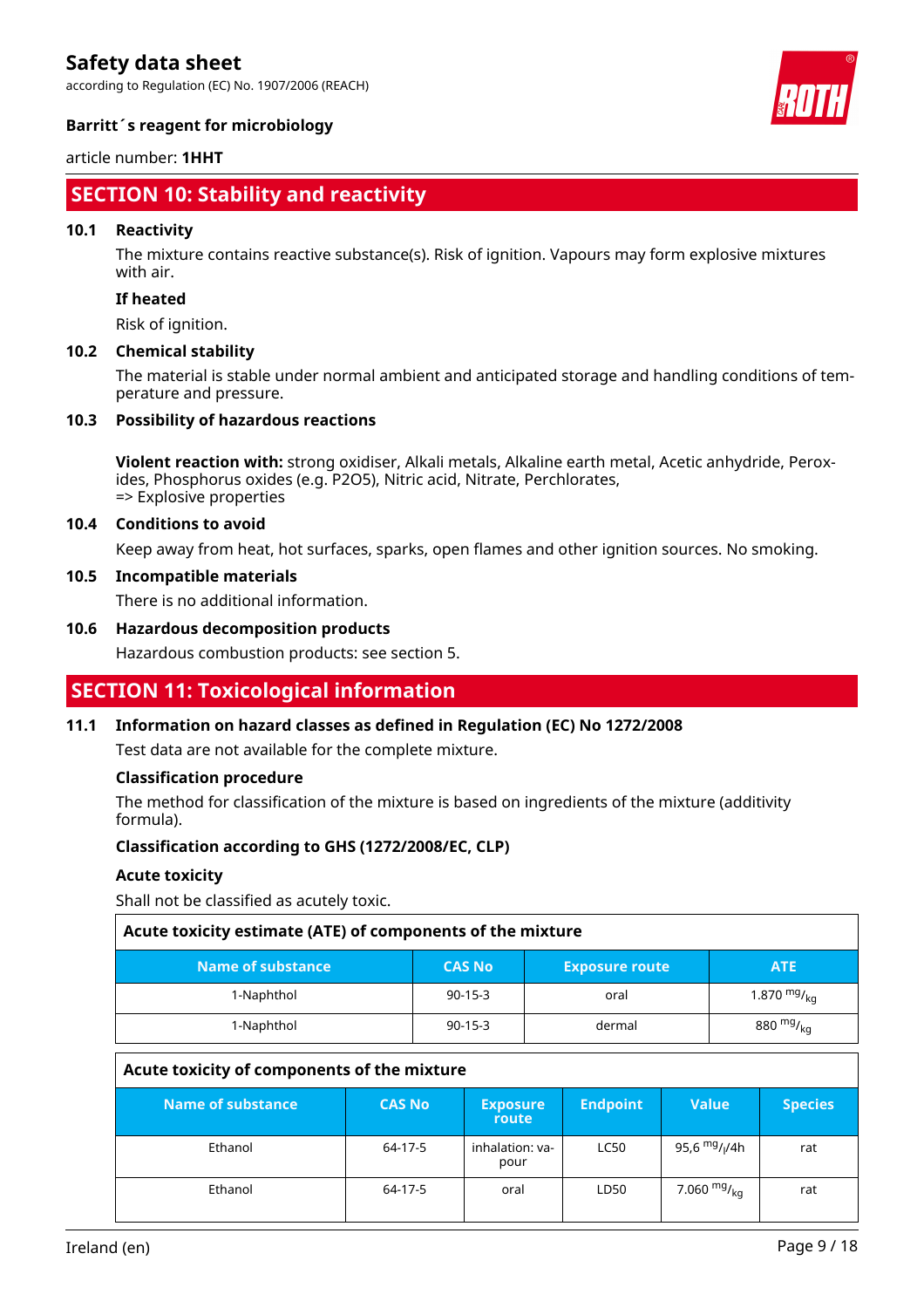## SECTION 10: Stability and reactivity

### 10.1 Reactivity

The mixture contains reactive substance(s). Risk of ignition. Vapours may form explosive mixtures with air.

**If heated**

Risk of ignition.

### 10.2 Chemical stability

The material is stable under normal ambient and anticipated storage and handling conditions of temperature and pressure.

### 10.3 Possibility of hazardous reactions

**Violent reaction with:** strong oxidiser, Alkali metals, Alkaline earth metal, Acetic anhydride, Peroxides, Phosphorus oxides (e.g. P2O5), Nitric acid, Nitrate, Perchlorates,
=> Explosive properties

### 10.4 Conditions to avoid

Keep away from heat, hot surfaces, sparks, open flames and other ignition sources. No smoking.

### 10.5 Incompatible materials

There is no additional information.

### 10.6 Hazardous decomposition products

Hazardous combustion products: see section 5.

## SECTION 11: Toxicological information

### 11.1 Information on hazard classes as defined in Regulation (EC) No 1272/2008

Test data are not available for the complete mixture.

**Classification procedure**

The method for classification of the mixture is based on ingredients of the mixture (additivity formula).

**Classification according to GHS (1272/2008/EC, CLP)**

**Acute toxicity**

Shall not be classified as acutely toxic.

**Acute toxicity estimate (ATE) of components of the mixture**

| Name of substance | CAS No | Exposure route | ATE |
|---|---|---|---|
| 1-Naphthol | 90-15-3 | oral | 1.870 $^{mg}/_{kg}$ |
| 1-Naphthol | 90-15-3 | dermal | 880 $^{mg}/_{kg}$ |

**Acute toxicity of components of the mixture**

| Name of substance | CAS No | Exposure route | Endpoint | Value | Species |
|---|---|---|---|---|---|
| Ethanol | 64-17-5 | inhalation: vapour | LC50 | 95,6 $^{mg}/_{l}$/4h | rat |
| Ethanol | 64-17-5 | oral | LD50 | 7.060 $^{mg}/_{kg}$ | rat |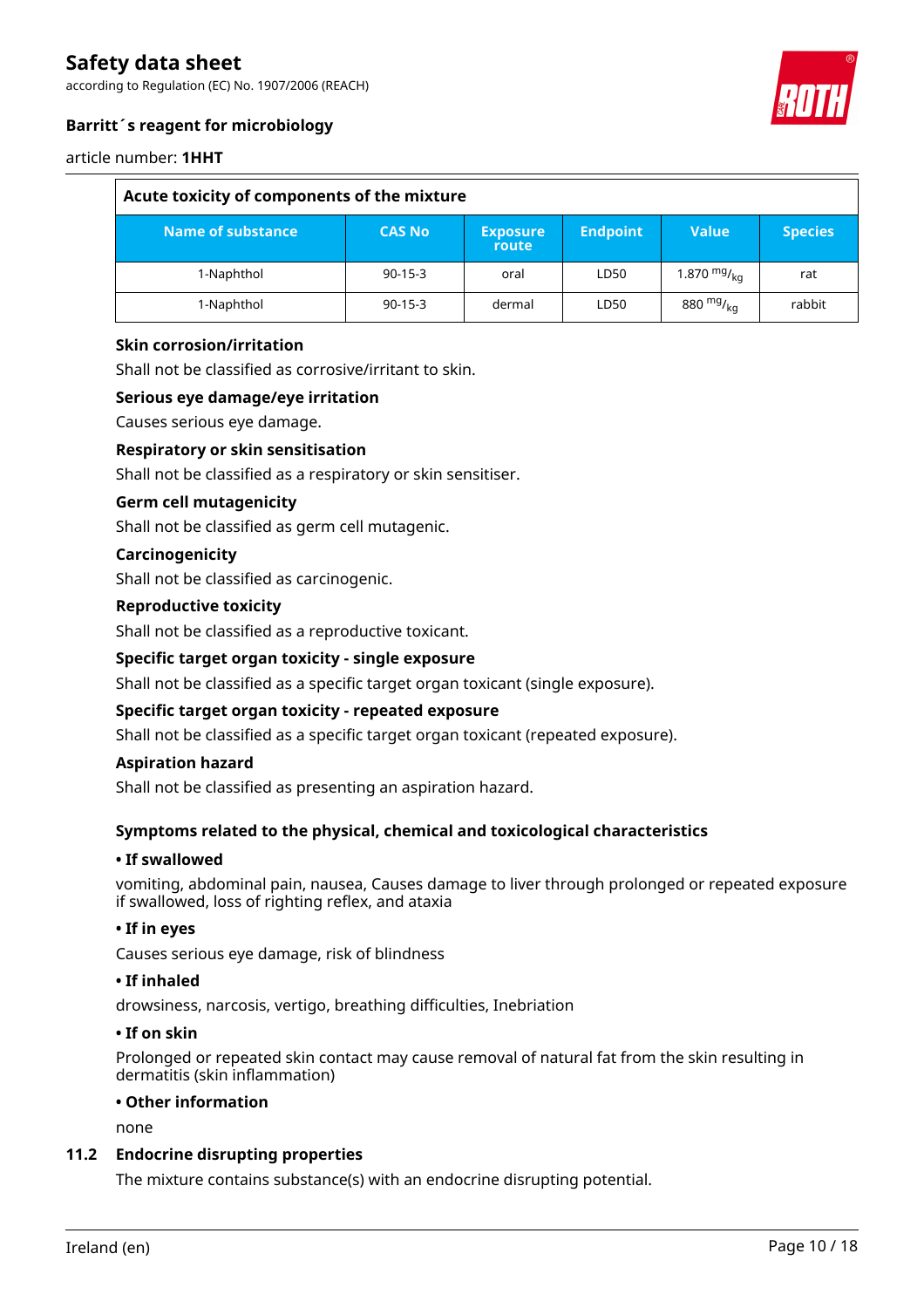| Acute toxicity of components of the mixture | | | | | |
|---|---|---|---|---|---|
| **Name of substance** | **CAS No** | **Exposure route** | **Endpoint** | **Value** | **Species** |
| 1-Naphthol | 90-15-3 | oral | LD50 | 1.870 $^{mg}/_{kg}$ | rat |
| 1-Naphthol | 90-15-3 | dermal | LD50 | 880 $^{mg}/_{kg}$ | rabbit |

**Skin corrosion/irritation**

Shall not be classified as corrosive/irritant to skin.

**Serious eye damage/eye irritation**

Causes serious eye damage.

**Respiratory or skin sensitisation**

Shall not be classified as a respiratory or skin sensitiser.

**Germ cell mutagenicity**

Shall not be classified as germ cell mutagenic.

**Carcinogenicity**

Shall not be classified as carcinogenic.

**Reproductive toxicity**

Shall not be classified as a reproductive toxicant.

**Specific target organ toxicity - single exposure**

Shall not be classified as a specific target organ toxicant (single exposure).

**Specific target organ toxicity - repeated exposure**

Shall not be classified as a specific target organ toxicant (repeated exposure).

**Aspiration hazard**

Shall not be classified as presenting an aspiration hazard.

**Symptoms related to the physical, chemical and toxicological characteristics**

**• If swallowed**

vomiting, abdominal pain, nausea, Causes damage to liver through prolonged or repeated exposure if swallowed, loss of righting reflex, and ataxia

**• If in eyes**

Causes serious eye damage, risk of blindness

**• If inhaled**

drowsiness, narcosis, vertigo, breathing difficulties, Inebriation

**• If on skin**

Prolonged or repeated skin contact may cause removal of natural fat from the skin resulting in dermatitis (skin inflammation)

**• Other information**

none

## 11.2 Endocrine disrupting properties

The mixture contains substance(s) with an endocrine disrupting potential.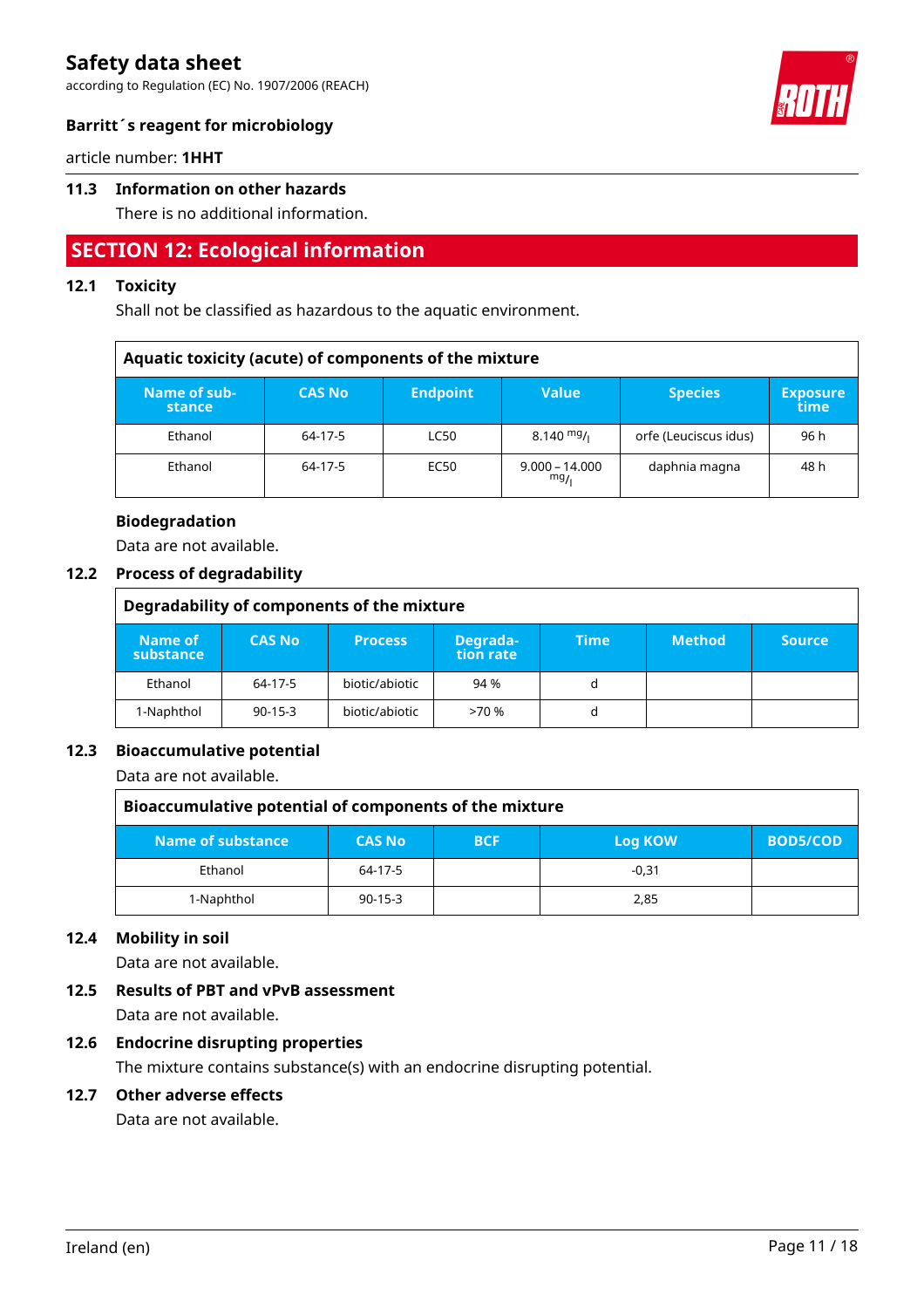### 11.3 Information on other hazards

There is no additional information.

## SECTION 12: Ecological information

### 12.1 Toxicity

Shall not be classified as hazardous to the aquatic environment.

| Aquatic toxicity (acute) of components of the mixture | | | | | |
|---|---|---|---|---|---|
| Name of substance | CAS No | Endpoint | Value | Species | Exposure time |
| Ethanol | 64-17-5 | LC50 | 8.140 $^{mg}/_{l}$ | orfe (Leuciscus idus) | 96 h |
| Ethanol | 64-17-5 | EC50 | 9.000 – 14.000 $^{mg}/_{l}$ | daphnia magna | 48 h |

**Biodegradation**

Data are not available.

### 12.2 Process of degradability

| Degradability of components of the mixture | | | | | | |
|---|---|---|---|---|---|---|
| Name of substance | CAS No | Process | Degradation rate | Time | Method | Source |
| Ethanol | 64-17-5 | biotic/abiotic | 94 % | d | | |
| 1-Naphthol | 90-15-3 | biotic/abiotic | >70 % | d | | |

### 12.3 Bioaccumulative potential

Data are not available.

| Bioaccumulative potential of components of the mixture | | | | |
|---|---|---|---|---|
| Name of substance | CAS No | BCF | Log KOW | BOD5/COD |
| Ethanol | 64-17-5 | | -0,31 | |
| 1-Naphthol | 90-15-3 | | 2,85 | |

### 12.4 Mobility in soil

Data are not available.

### 12.5 Results of PBT and vPvB assessment

Data are not available.

### 12.6 Endocrine disrupting properties

The mixture contains substance(s) with an endocrine disrupting potential.

### 12.7 Other adverse effects

Data are not available.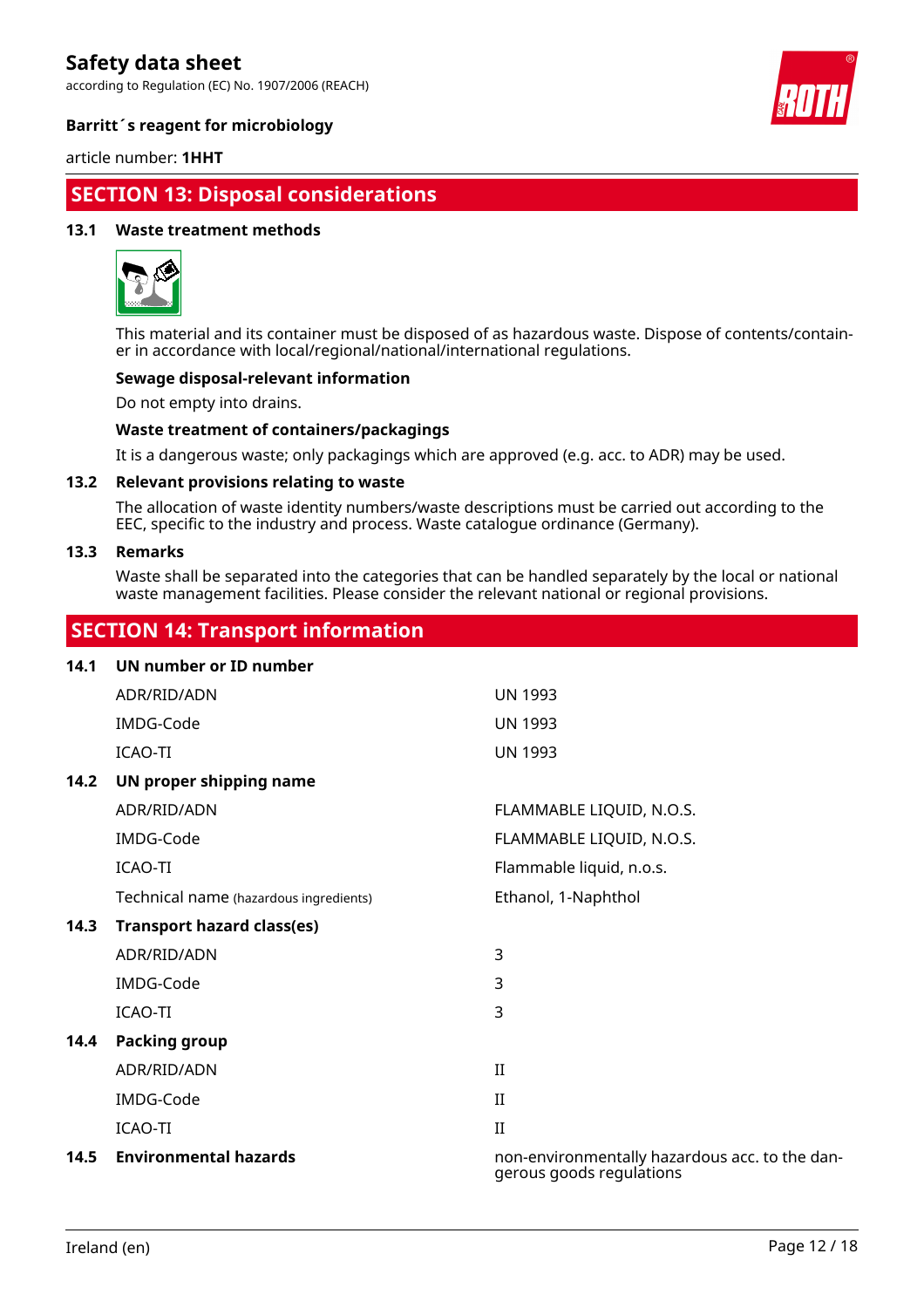## SECTION 13: Disposal considerations

### 13.1 Waste treatment methods

This material and its container must be disposed of as hazardous waste. Dispose of contents/container in accordance with local/regional/national/international regulations.

**Sewage disposal-relevant information**

Do not empty into drains.

**Waste treatment of containers/packagings**

It is a dangerous waste; only packagings which are approved (e.g. acc. to ADR) may be used.

### 13.2 Relevant provisions relating to waste

The allocation of waste identity numbers/waste descriptions must be carried out according to the EEC, specific to the industry and process. Waste catalogue ordinance (Germany).

### 13.3 Remarks

Waste shall be separated into the categories that can be handled separately by the local or national waste management facilities. Please consider the relevant national or regional provisions.

## SECTION 14: Transport information

### 14.1 UN number or ID number

| | |
|---|---|
| ADR/RID/ADN | UN 1993 |
| IMDG-Code | UN 1993 |
| ICAO-TI | UN 1993 |

### 14.2 UN proper shipping name

| | |
|---|---|
| ADR/RID/ADN | FLAMMABLE LIQUID, N.O.S. |
| IMDG-Code | FLAMMABLE LIQUID, N.O.S. |
| ICAO-TI | Flammable liquid, n.o.s. |
| Technical name (hazardous ingredients) | Ethanol, 1-Naphthol |

### 14.3 Transport hazard class(es)

| | |
|---|---|
| ADR/RID/ADN | 3 |
| IMDG-Code | 3 |
| ICAO-TI | 3 |

### 14.4 Packing group

| | |
|---|---|
| ADR/RID/ADN | II |
| IMDG-Code | II |
| ICAO-TI | II |

### 14.5 Environmental hazards

non-environmentally hazardous acc. to the dangerous goods regulations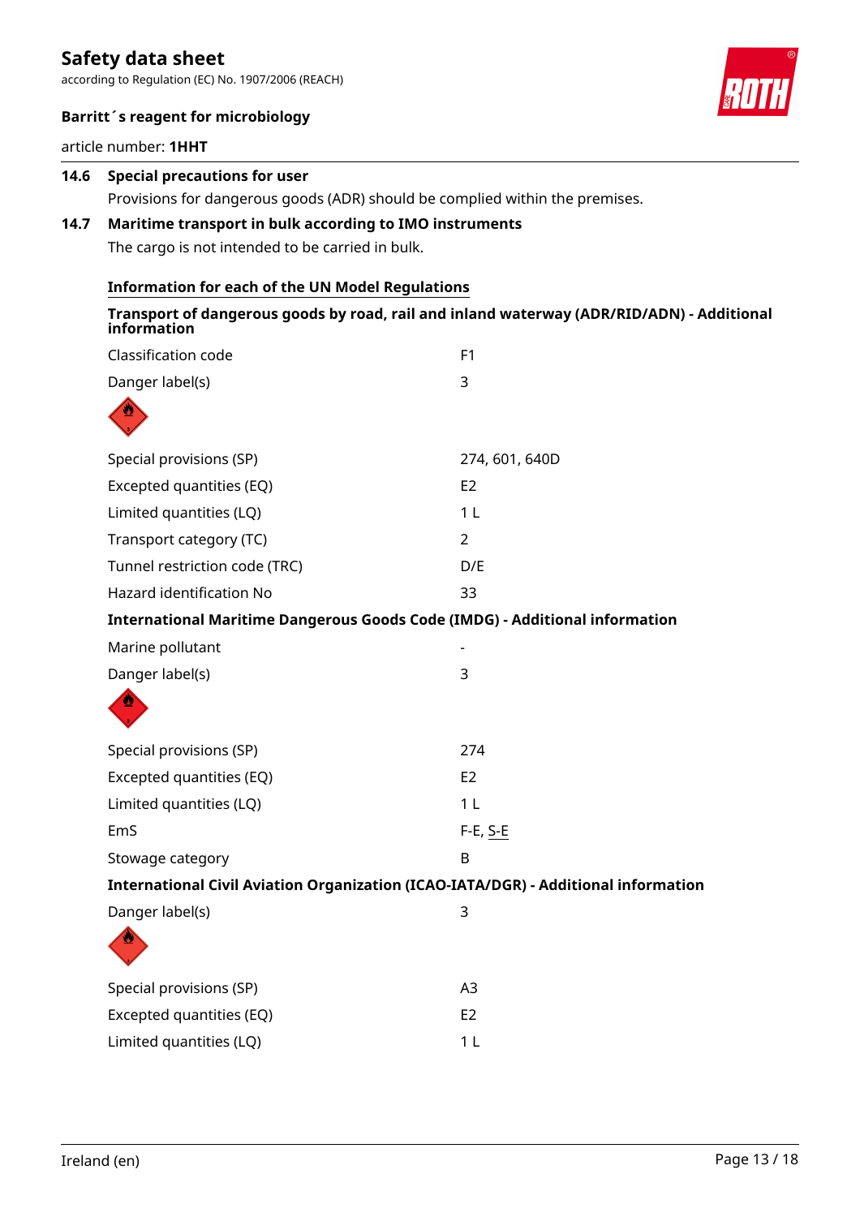### 14.6 Special precautions for user

Provisions for dangerous goods (ADR) should be complied within the premises.

### 14.7 Maritime transport in bulk according to IMO instruments

The cargo is not intended to be carried in bulk.

**Information for each of the UN Model Regulations**

**Transport of dangerous goods by road, rail and inland waterway (ADR/RID/ADN) - Additional information**

| | |
|---|---|
| Classification code | F1 |
| Danger label(s) | 3 |
| Special provisions (SP) | 274, 601, 640D |
| Excepted quantities (EQ) | E2 |
| Limited quantities (LQ) | 1 L |
| Transport category (TC) | 2 |
| Tunnel restriction code (TRC) | D/E |
| Hazard identification No | 33 |

**International Maritime Dangerous Goods Code (IMDG) - Additional information**

| | |
|---|---|
| Marine pollutant | - |
| Danger label(s) | 3 |
| Special provisions (SP) | 274 |
| Excepted quantities (EQ) | E2 |
| Limited quantities (LQ) | 1 L |
| EmS | F-E, S-E |
| Stowage category | B |

**International Civil Aviation Organization (ICAO-IATA/DGR) - Additional information**

| | |
|---|---|
| Danger label(s) | 3 |
| Special provisions (SP) | A3 |
| Excepted quantities (EQ) | E2 |
| Limited quantities (LQ) | 1 L |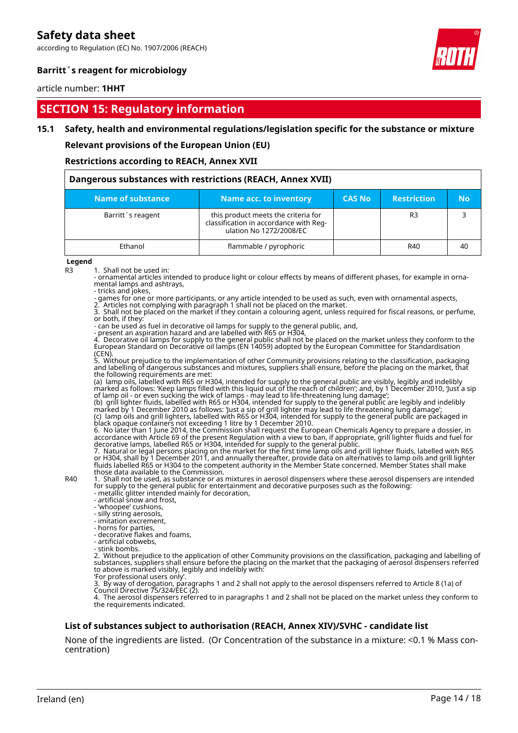## SECTION 15: Regulatory information

### 15.1 Safety, health and environmental regulations/legislation specific for the substance or mixture

**Relevant provisions of the European Union (EU)**

**Restrictions according to REACH, Annex XVII**

| Dangerous substances with restrictions (REACH, Annex XVII) | | | | |
|---|---|---|---|---|
| **Name of substance** | **Name acc. to inventory** | **CAS No** | **Restriction** | **No** |
| Barritt´s reagent | this product meets the criteria for classification in accordance with Regulation No 1272/2008/EC | | R3 | 3 |
| Ethanol | flammable / pyrophoric | | R40 | 40 |

**Legend**

R3
1. Shall not be used in:
- ornamental articles intended to produce light or colour effects by means of different phases, for example in ornamental lamps and ashtrays,
- tricks and jokes,
- games for one or more participants, or any article intended to be used as such, even with ornamental aspects,
2. Articles not complying with paragraph 1 shall not be placed on the market.
3. Shall not be placed on the market if they contain a colouring agent, unless required for fiscal reasons, or perfume, or both, if they:
- can be used as fuel in decorative oil lamps for supply to the general public, and,
- present an aspiration hazard and are labelled with R65 or H304,
4. Decorative oil lamps for supply to the general public shall not be placed on the market unless they conform to the European Standard on Decorative oil lamps (EN 14059) adopted by the European Committee for Standardisation (CEN).
5. Without prejudice to the implementation of other Community provisions relating to the classification, packaging and labelling of dangerous substances and mixtures, suppliers shall ensure, before the placing on the market, that the following requirements are met:
(a) lamp oils, labelled with R65 or H304, intended for supply to the general public are visibly, legibly and indelibly marked as follows: 'Keep lamps filled with this liquid out of the reach of children'; and, by 1 December 2010, 'Just a sip of lamp oil - or even sucking the wick of lamps - may lead to life-threatening lung damage';
(b) grill lighter fluids, labelled with R65 or H304, intended for supply to the general public are legibly and indelibly marked by 1 December 2010 as follows: 'Just a sip of grill lighter may lead to life threatening lung damage';
(c) lamp oils and grill lighters, labelled with R65 or H304, intended for supply to the general public are packaged in black opaque containers not exceeding 1 litre by 1 December 2010.
6. No later than 1 June 2014, the Commission shall request the European Chemicals Agency to prepare a dossier, in accordance with Article 69 of the present Regulation with a view to ban, if appropriate, grill lighter fluids and fuel for decorative lamps, labelled R65 or H304, intended for supply to the general public.
7. Natural or legal persons placing on the market for the first time lamp oils and grill lighter fluids, labelled with R65 or H304, shall by 1 December 2011, and annually thereafter, provide data on alternatives to lamp oils and grill lighter fluids labelled R65 or H304 to the competent authority in the Member State concerned. Member States shall make those data available to the Commission.

R40
1. Shall not be used, as substance or as mixtures in aerosol dispensers where these aerosol dispensers are intended for supply to the general public for entertainment and decorative purposes such as the following:
- metallic glitter intended mainly for decoration,
- artificial snow and frost,
- 'whoopee' cushions,
- silly string aerosols,
- imitation excrement,
- horns for parties,
- decorative flakes and foams,
- artificial cobwebs,
- stink bombs.
2. Without prejudice to the application of other Community provisions on the classification, packaging and labelling of substances, suppliers shall ensure before the placing on the market that the packaging of aerosol dispensers referred to above is marked visibly, legibly and indelibly with:
'For professional users only'.
3. By way of derogation, paragraphs 1 and 2 shall not apply to the aerosol dispensers referred to Article 8 (1a) of Council Directive 75/324/EEC (2).
4. The aerosol dispensers referred to in paragraphs 1 and 2 shall not be placed on the market unless they conform to the requirements indicated.

**List of substances subject to authorisation (REACH, Annex XIV)/SVHC - candidate list**

None of the ingredients are listed. (Or Concentration of the substance in a mixture: <0.1 % Mass concentration)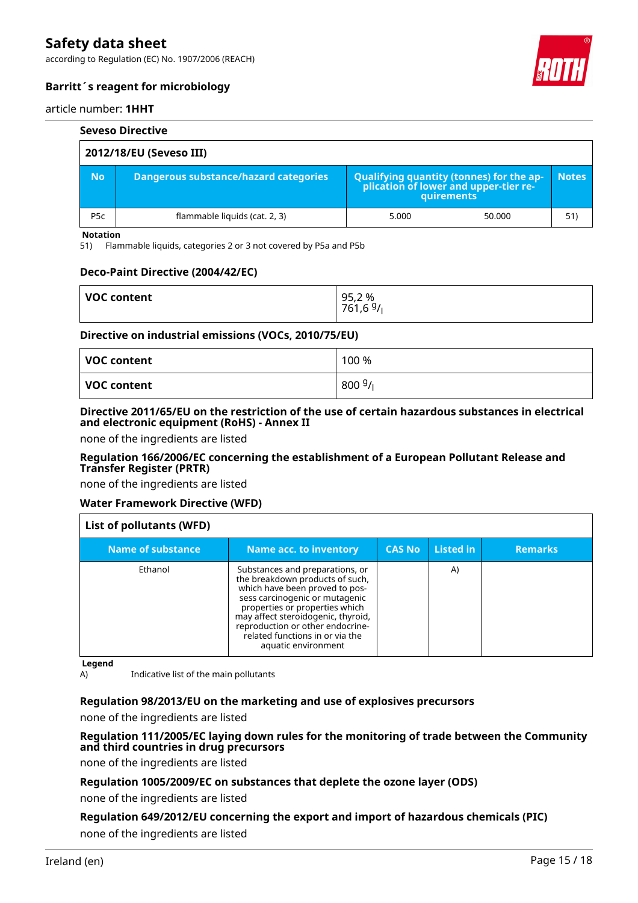#### Seveso Directive

| 2012/18/EU (Seveso III) | | | | |
|---|---|---|---|---|
| **No** | **Dangerous substance/hazard categories** | **Qualifying quantity (tonnes) for the application of lower and upper-tier requirements** | | **Notes** |
| P5c | flammable liquids (cat. 2, 3) | 5.000 | 50.000 | 51) |

**Notation**

51) Flammable liquids, categories 2 or 3 not covered by P5a and P5b

#### Deco-Paint Directive (2004/42/EC)

| VOC content | 95,2 % <br> 761,6 $^{g}/_{l}$ |
|---|---|

#### Directive on industrial emissions (VOCs, 2010/75/EU)

| VOC content | 100 % |
|---|---|
| VOC content | 800 $^{g}/_{l}$ |

#### Directive 2011/65/EU on the restriction of the use of certain hazardous substances in electrical and electronic equipment (RoHS) - Annex II

none of the ingredients are listed

#### Regulation 166/2006/EC concerning the establishment of a European Pollutant Release and Transfer Register (PRTR)

none of the ingredients are listed

#### Water Framework Directive (WFD)

| List of pollutants (WFD) | | | | |
|---|---|---|---|---|
| **Name of substance** | **Name acc. to inventory** | **CAS No** | **Listed in** | **Remarks** |
| Ethanol | Substances and preparations, or the breakdown products of such, which have been proved to possess carcinogenic or mutagenic properties or properties which may affect steroidogenic, thyroid, reproduction or other endocrine-related functions in or via the aquatic environment | | A) | |

**Legend**

A) Indicative list of the main pollutants

#### Regulation 98/2013/EU on the marketing and use of explosives precursors

none of the ingredients are listed

#### Regulation 111/2005/EC laying down rules for the monitoring of trade between the Community and third countries in drug precursors

none of the ingredients are listed

#### Regulation 1005/2009/EC on substances that deplete the ozone layer (ODS)

none of the ingredients are listed

#### Regulation 649/2012/EU concerning the export and import of hazardous chemicals (PIC)

none of the ingredients are listed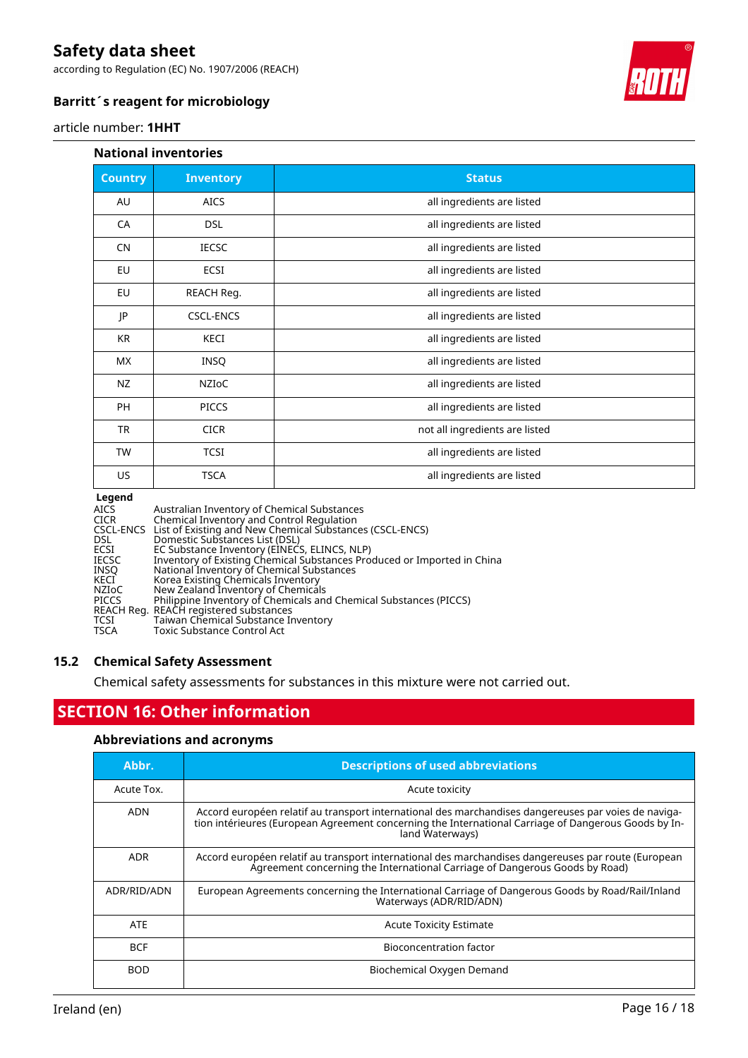### National inventories

| Country | Inventory | Status |
|---|---|---|
| AU | AICS | all ingredients are listed |
| CA | DSL | all ingredients are listed |
| CN | IECSC | all ingredients are listed |
| EU | ECSI | all ingredients are listed |
| EU | REACH Reg. | all ingredients are listed |
| JP | CSCL-ENCS | all ingredients are listed |
| KR | KECI | all ingredients are listed |
| MX | INSQ | all ingredients are listed |
| NZ | NZIoC | all ingredients are listed |
| PH | PICCS | all ingredients are listed |
| TR | CICR | not all ingredients are listed |
| TW | TCSI | all ingredients are listed |
| US | TSCA | all ingredients are listed |

**Legend**

AICS Australian Inventory of Chemical Substances
CICR Chemical Inventory and Control Regulation
CSCL-ENCS List of Existing and New Chemical Substances (CSCL-ENCS)
DSL Domestic Substances List (DSL)
ECSI EC Substance Inventory (EINECS, ELINCS, NLP)
IECSC Inventory of Existing Chemical Substances Produced or Imported in China
INSQ National Inventory of Chemical Substances
KECI Korea Existing Chemicals Inventory
NZIoC New Zealand Inventory of Chemicals
PICCS Philippine Inventory of Chemicals and Chemical Substances (PICCS)
REACH Reg. REACH registered substances
TCSI Taiwan Chemical Substance Inventory
TSCA Toxic Substance Control Act

## 15.2 Chemical Safety Assessment

Chemical safety assessments for substances in this mixture were not carried out.

## SECTION 16: Other information

### Abbreviations and acronyms

| Abbr. | Descriptions of used abbreviations |
|---|---|
| Acute Tox. | Acute toxicity |
| ADN | Accord européen relatif au transport international des marchandises dangereuses par voies de navigation intérieures (European Agreement concerning the International Carriage of Dangerous Goods by Inland Waterways) |
| ADR | Accord européen relatif au transport international des marchandises dangereuses par route (European Agreement concerning the International Carriage of Dangerous Goods by Road) |
| ADR/RID/ADN | European Agreements concerning the International Carriage of Dangerous Goods by Road/Rail/Inland Waterways (ADR/RID/ADN) |
| ATE | Acute Toxicity Estimate |
| BCF | Bioconcentration factor |
| BOD | Biochemical Oxygen Demand |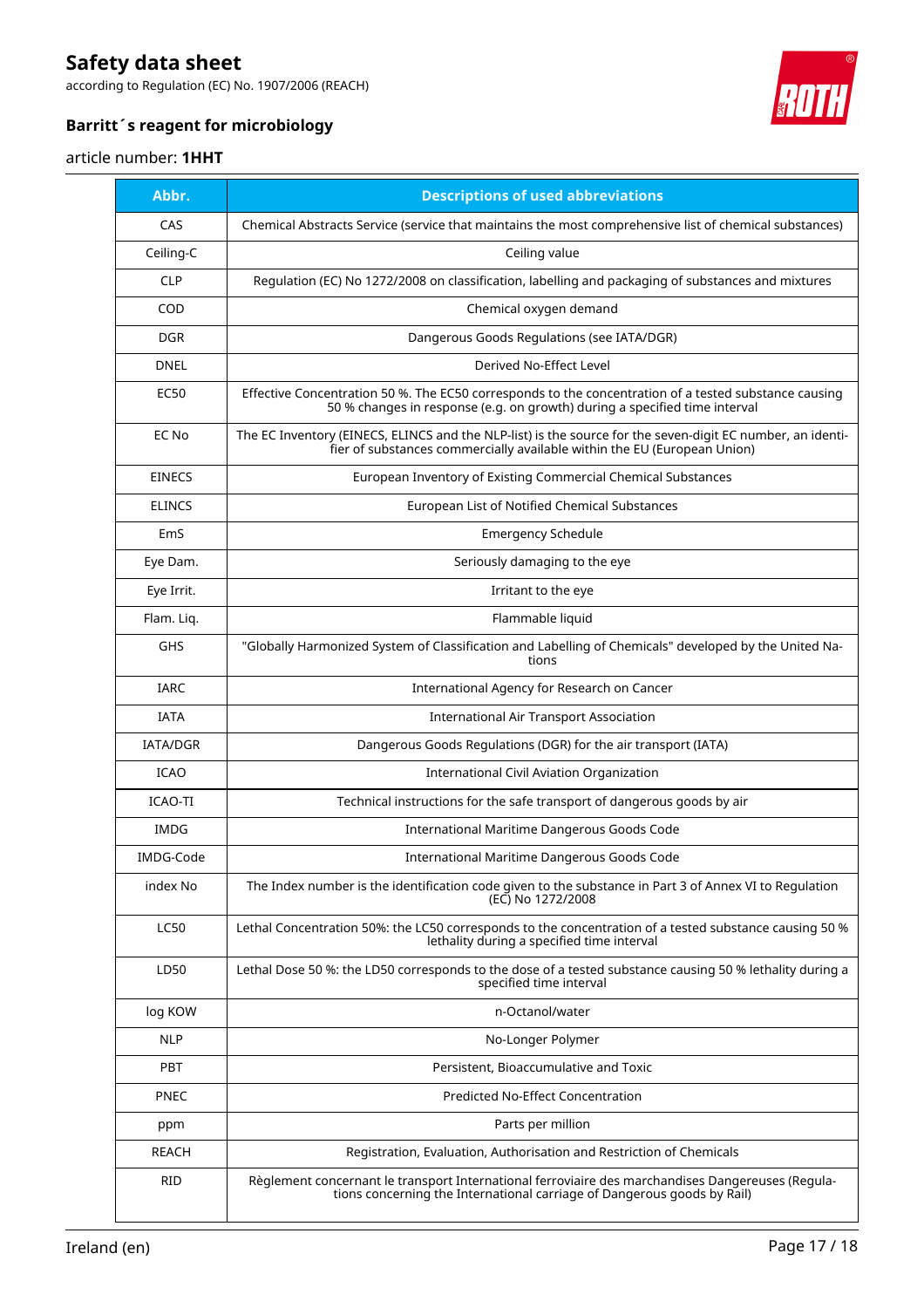| Abbr. | Descriptions of used abbreviations |
|---|---|
| CAS | Chemical Abstracts Service (service that maintains the most comprehensive list of chemical substances) |
| Ceiling-C | Ceiling value |
| CLP | Regulation (EC) No 1272/2008 on classification, labelling and packaging of substances and mixtures |
| COD | Chemical oxygen demand |
| DGR | Dangerous Goods Regulations (see IATA/DGR) |
| DNEL | Derived No-Effect Level |
| EC50 | Effective Concentration 50 %. The EC50 corresponds to the concentration of a tested substance causing 50 % changes in response (e.g. on growth) during a specified time interval |
| EC No | The EC Inventory (EINECS, ELINCS and the NLP-list) is the source for the seven-digit EC number, an identifier of substances commercially available within the EU (European Union) |
| EINECS | European Inventory of Existing Commercial Chemical Substances |
| ELINCS | European List of Notified Chemical Substances |
| EmS | Emergency Schedule |
| Eye Dam. | Seriously damaging to the eye |
| Eye Irrit. | Irritant to the eye |
| Flam. Liq. | Flammable liquid |
| GHS | "Globally Harmonized System of Classification and Labelling of Chemicals" developed by the United Nations |
| IARC | International Agency for Research on Cancer |
| IATA | International Air Transport Association |
| IATA/DGR | Dangerous Goods Regulations (DGR) for the air transport (IATA) |
| ICAO | International Civil Aviation Organization |
| ICAO-TI | Technical instructions for the safe transport of dangerous goods by air |
| IMDG | International Maritime Dangerous Goods Code |
| IMDG-Code | International Maritime Dangerous Goods Code |
| index No | The Index number is the identification code given to the substance in Part 3 of Annex VI to Regulation (EC) No 1272/2008 |
| LC50 | Lethal Concentration 50%: the LC50 corresponds to the concentration of a tested substance causing 50 % lethality during a specified time interval |
| LD50 | Lethal Dose 50 %: the LD50 corresponds to the dose of a tested substance causing 50 % lethality during a specified time interval |
| log KOW | n-Octanol/water |
| NLP | No-Longer Polymer |
| PBT | Persistent, Bioaccumulative and Toxic |
| PNEC | Predicted No-Effect Concentration |
| ppm | Parts per million |
| REACH | Registration, Evaluation, Authorisation and Restriction of Chemicals |
| RID | Règlement concernant le transport International ferroviaire des marchandises Dangereuses (Regulations concerning the International carriage of Dangerous goods by Rail) |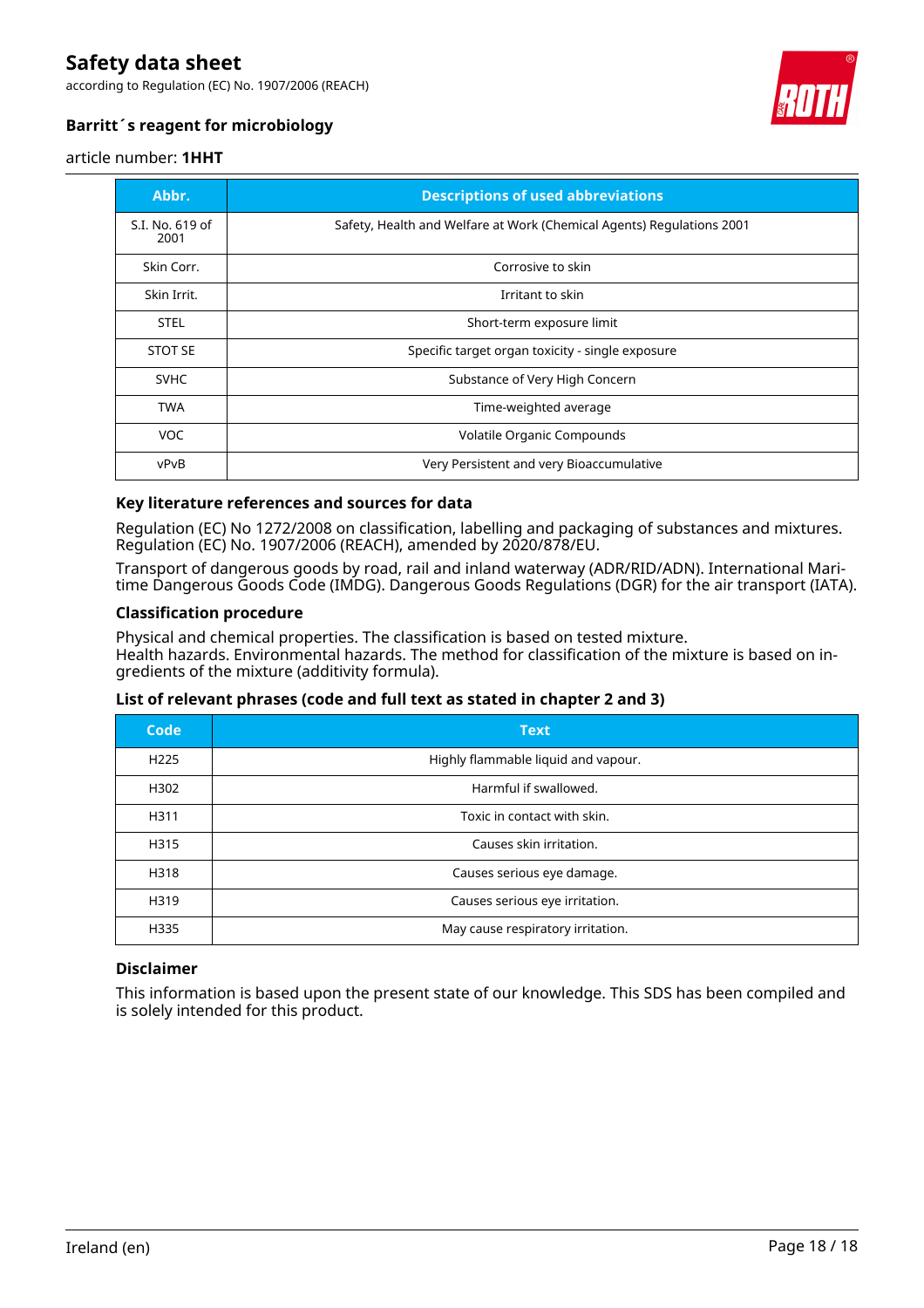| Abbr. | Descriptions of used abbreviations |
|---|---|
| S.I. No. 619 of 2001 | Safety, Health and Welfare at Work (Chemical Agents) Regulations 2001 |
| Skin Corr. | Corrosive to skin |
| Skin Irrit. | Irritant to skin |
| STEL | Short-term exposure limit |
| STOT SE | Specific target organ toxicity - single exposure |
| SVHC | Substance of Very High Concern |
| TWA | Time-weighted average |
| VOC | Volatile Organic Compounds |
| vPvB | Very Persistent and very Bioaccumulative |

### Key literature references and sources for data

Regulation (EC) No 1272/2008 on classification, labelling and packaging of substances and mixtures. Regulation (EC) No. 1907/2006 (REACH), amended by 2020/878/EU.

Transport of dangerous goods by road, rail and inland waterway (ADR/RID/ADN). International Maritime Dangerous Goods Code (IMDG). Dangerous Goods Regulations (DGR) for the air transport (IATA).

### Classification procedure

Physical and chemical properties. The classification is based on tested mixture.
Health hazards. Environmental hazards. The method for classification of the mixture is based on ingredients of the mixture (additivity formula).

### List of relevant phrases (code and full text as stated in chapter 2 and 3)

| Code | Text |
|---|---|
| H225 | Highly flammable liquid and vapour. |
| H302 | Harmful if swallowed. |
| H311 | Toxic in contact with skin. |
| H315 | Causes skin irritation. |
| H318 | Causes serious eye damage. |
| H319 | Causes serious eye irritation. |
| H335 | May cause respiratory irritation. |

### Disclaimer

This information is based upon the present state of our knowledge. This SDS has been compiled and is solely intended for this product.